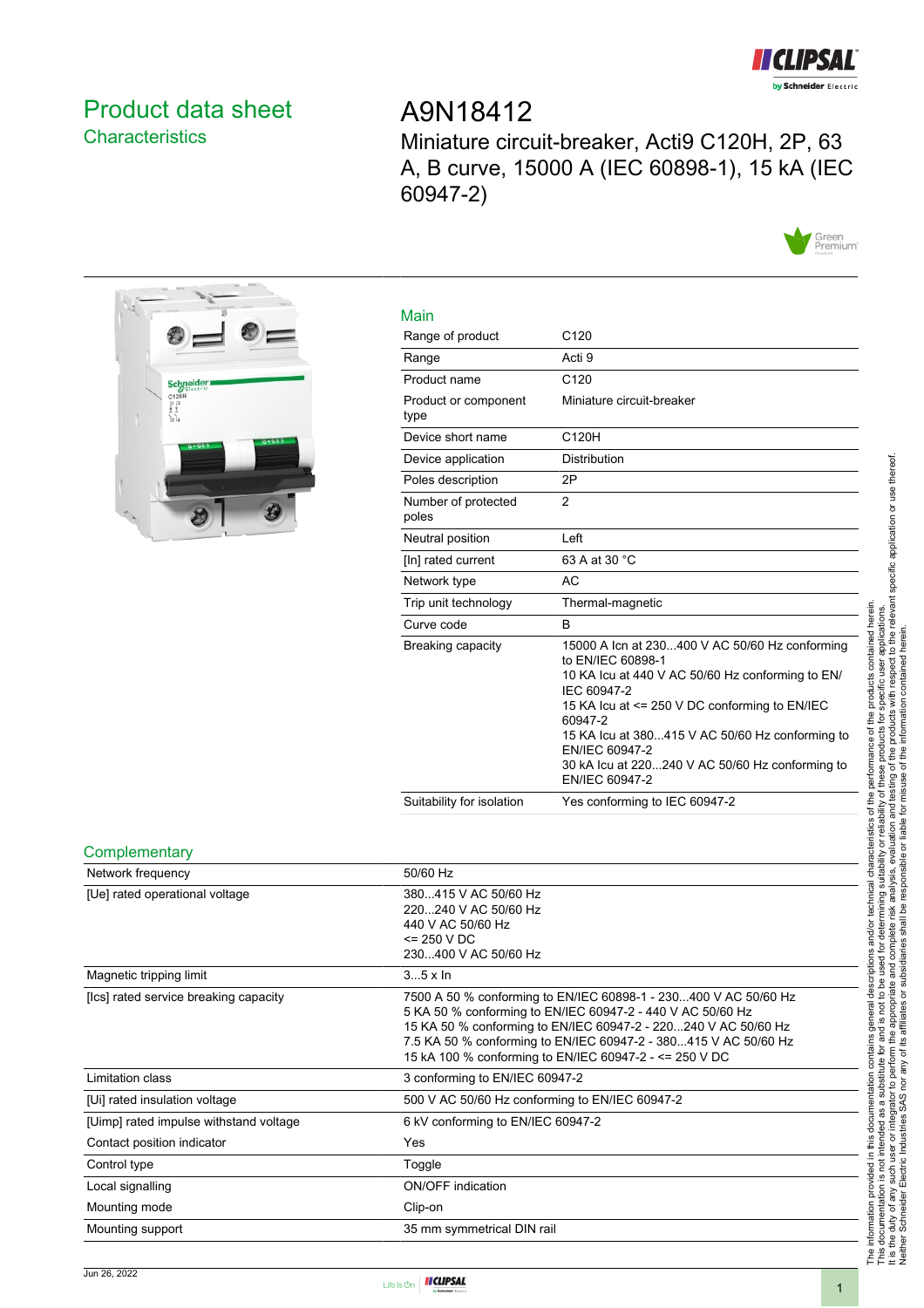# Product data sheet
## Characteristics

# A9N18412

Miniature circuit-breaker, Acti9 C120H, 2P, 63 A, B curve, 15000 A (IEC 60898-1), 15 kA (IEC 60947-2)

## Main

| | |
|---|---|
| Range of product | C120 |
| Range | Acti 9 |
| Product name | C120 |
| Product or component type | Miniature circuit-breaker |
| Device short name | C120H |
| Device application | Distribution |
| Poles description | 2P |
| Number of protected poles | 2 |
| Neutral position | Left |
| [In] rated current | 63 A at 30 °C |
| Network type | AC |
| Trip unit technology | Thermal-magnetic |
| Curve code | B |
| Breaking capacity | 15000 A Icn at 230...400 V AC 50/60 Hz conforming to EN/IEC 60898-1<br>10 KA Icu at 440 V AC 50/60 Hz conforming to EN/IEC 60947-2<br>15 KA Icu at <= 250 V DC conforming to EN/IEC 60947-2<br>15 KA Icu at 380...415 V AC 50/60 Hz conforming to EN/IEC 60947-2<br>30 kA Icu at 220...240 V AC 50/60 Hz conforming to EN/IEC 60947-2 |
| Suitability for isolation | Yes conforming to IEC 60947-2 |

## Complementary

| | |
|---|---|
| Network frequency | 50/60 Hz |
| [Ue] rated operational voltage | 380...415 V AC 50/60 Hz<br>220...240 V AC 50/60 Hz<br>440 V AC 50/60 Hz<br><= 250 V DC<br>230...400 V AC 50/60 Hz |
| Magnetic tripping limit | 3...5 x In |
| [Ics] rated service breaking capacity | 7500 A 50 % conforming to EN/IEC 60898-1 - 230...400 V AC 50/60 Hz<br>5 KA 50 % conforming to EN/IEC 60947-2 - 440 V AC 50/60 Hz<br>15 KA 50 % conforming to EN/IEC 60947-2 - 220...240 V AC 50/60 Hz<br>7.5 KA 50 % conforming to EN/IEC 60947-2 - 380...415 V AC 50/60 Hz<br>15 kA 100 % conforming to EN/IEC 60947-2 - <= 250 V DC |
| Limitation class | 3 conforming to EN/IEC 60947-2 |
| [Ui] rated insulation voltage | 500 V AC 50/60 Hz conforming to EN/IEC 60947-2 |
| [Uimp] rated impulse withstand voltage | 6 kV conforming to EN/IEC 60947-2 |
| Contact position indicator | Yes |
| Control type | Toggle |
| Local signalling | ON/OFF indication |
| Mounting mode | Clip-on |
| Mounting support | 35 mm symmetrical DIN rail |

The information provided in this documentation contains general descriptions and/or technical characteristics of the performance of the products contained herein. This documentation is not intended as a substitute for and is not to be used for determining suitability or reliability of these products for specific user applications. It is the duty of any such user or integrator to perform the appropriate and complete risk analysis, evaluation and testing of the products with respect to the relevant specific application or use thereof. Neither Schneider Electric Industries SAS nor any of its affiliates or subsidiaries shall be responsible or liable for misuse of the information contained herein.

Jun 26, 2022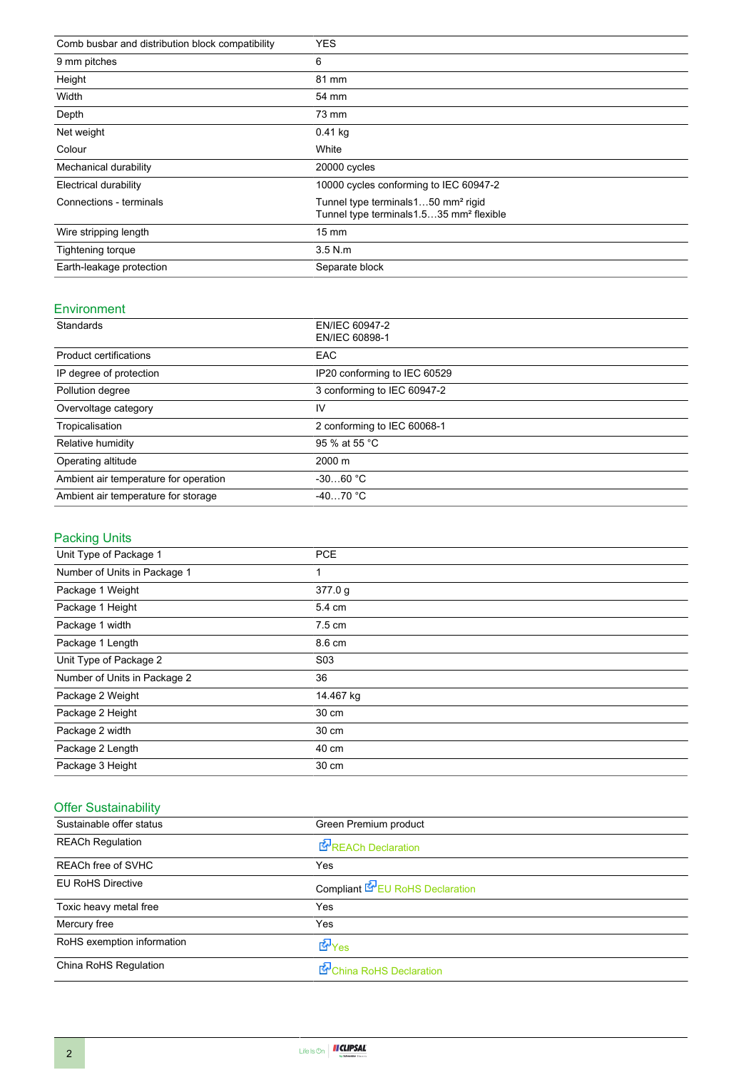| | |
|---|---|
| Comb busbar and distribution block compatibility | YES |
| 9 mm pitches | 6 |
| Height | 81 mm |
| Width | 54 mm |
| Depth | 73 mm |
| Net weight | 0.41 kg |
| Colour | White |
| Mechanical durability | 20000 cycles |
| Electrical durability | 10000 cycles conforming to IEC 60947-2 |
| Connections - terminals | Tunnel type terminals1…50 mm² rigid<br>Tunnel type terminals1.5…35 mm² flexible |
| Wire stripping length | 15 mm |
| Tightening torque | 3.5 N.m |
| Earth-leakage protection | Separate block |

## Environment

| | |
|---|---|
| Standards | EN/IEC 60947-2<br>EN/IEC 60898-1 |
| Product certifications | EAC |
| IP degree of protection | IP20 conforming to IEC 60529 |
| Pollution degree | 3 conforming to IEC 60947-2 |
| Overvoltage category | IV |
| Tropicalisation | 2 conforming to IEC 60068-1 |
| Relative humidity | 95 % at 55 °C |
| Operating altitude | 2000 m |
| Ambient air temperature for operation | -30…60 °C |
| Ambient air temperature for storage | -40…70 °C |

## Packing Units

| | |
|---|---|
| Unit Type of Package 1 | PCE |
| Number of Units in Package 1 | 1 |
| Package 1 Weight | 377.0 g |
| Package 1 Height | 5.4 cm |
| Package 1 width | 7.5 cm |
| Package 1 Length | 8.6 cm |
| Unit Type of Package 2 | S03 |
| Number of Units in Package 2 | 36 |
| Package 2 Weight | 14.467 kg |
| Package 2 Height | 30 cm |
| Package 2 width | 30 cm |
| Package 2 Length | 40 cm |
| Package 3 Height | 30 cm |

## Offer Sustainability

| | |
|---|---|
| Sustainable offer status | Green Premium product |
| REACh Regulation | REACh Declaration |
| REACh free of SVHC | Yes |
| EU RoHS Directive | Compliant EU RoHS Declaration |
| Toxic heavy metal free | Yes |
| Mercury free | Yes |
| RoHS exemption information | Yes |
| China RoHS Regulation | China RoHS Declaration |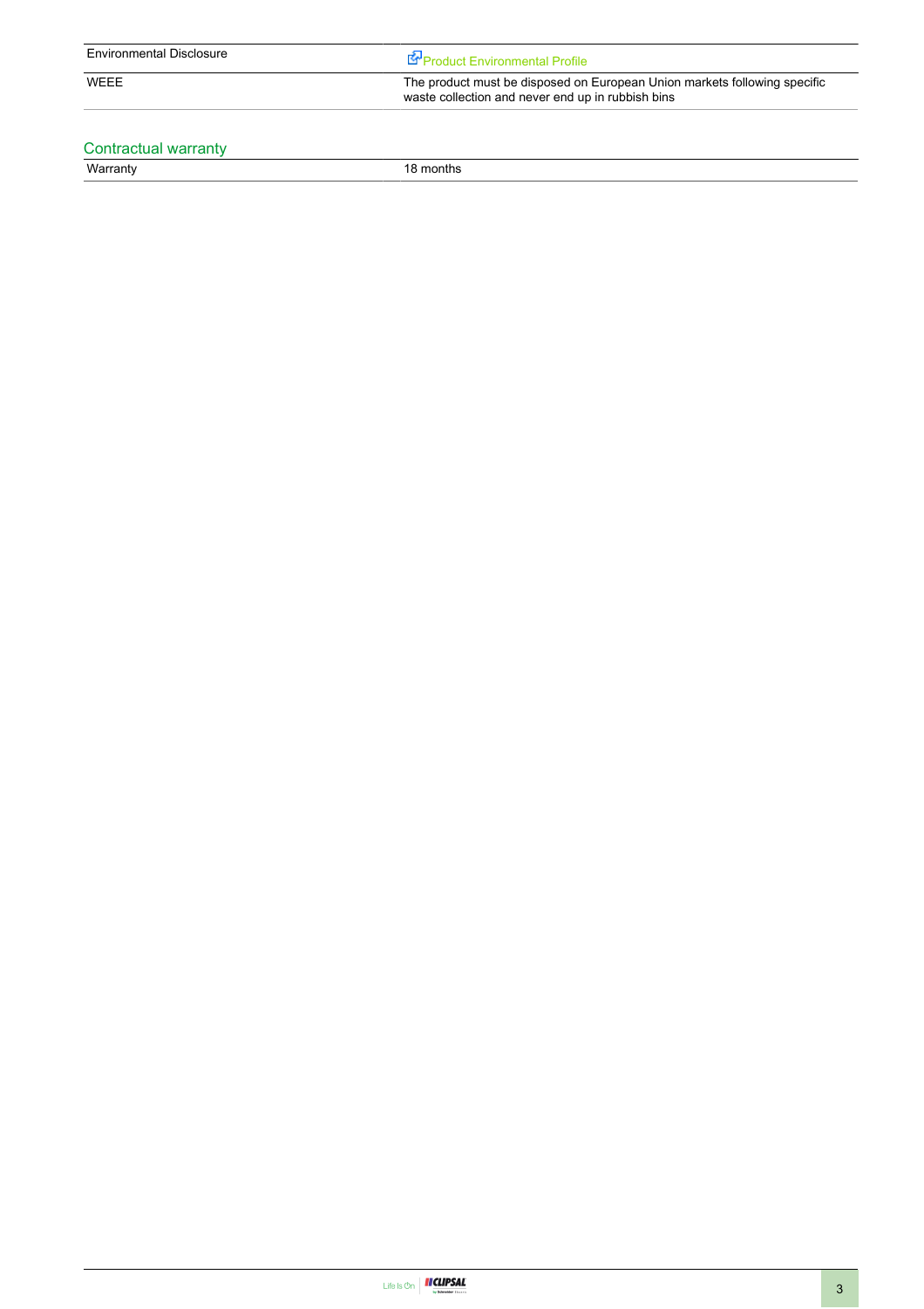| | |
|---|---|
| Environmental Disclosure | Product Environmental Profile |
| WEEE | The product must be disposed on European Union markets following specific waste collection and never end up in rubbish bins |

## Contractual warranty

| | |
|---|---|
| Warranty | 18 months |